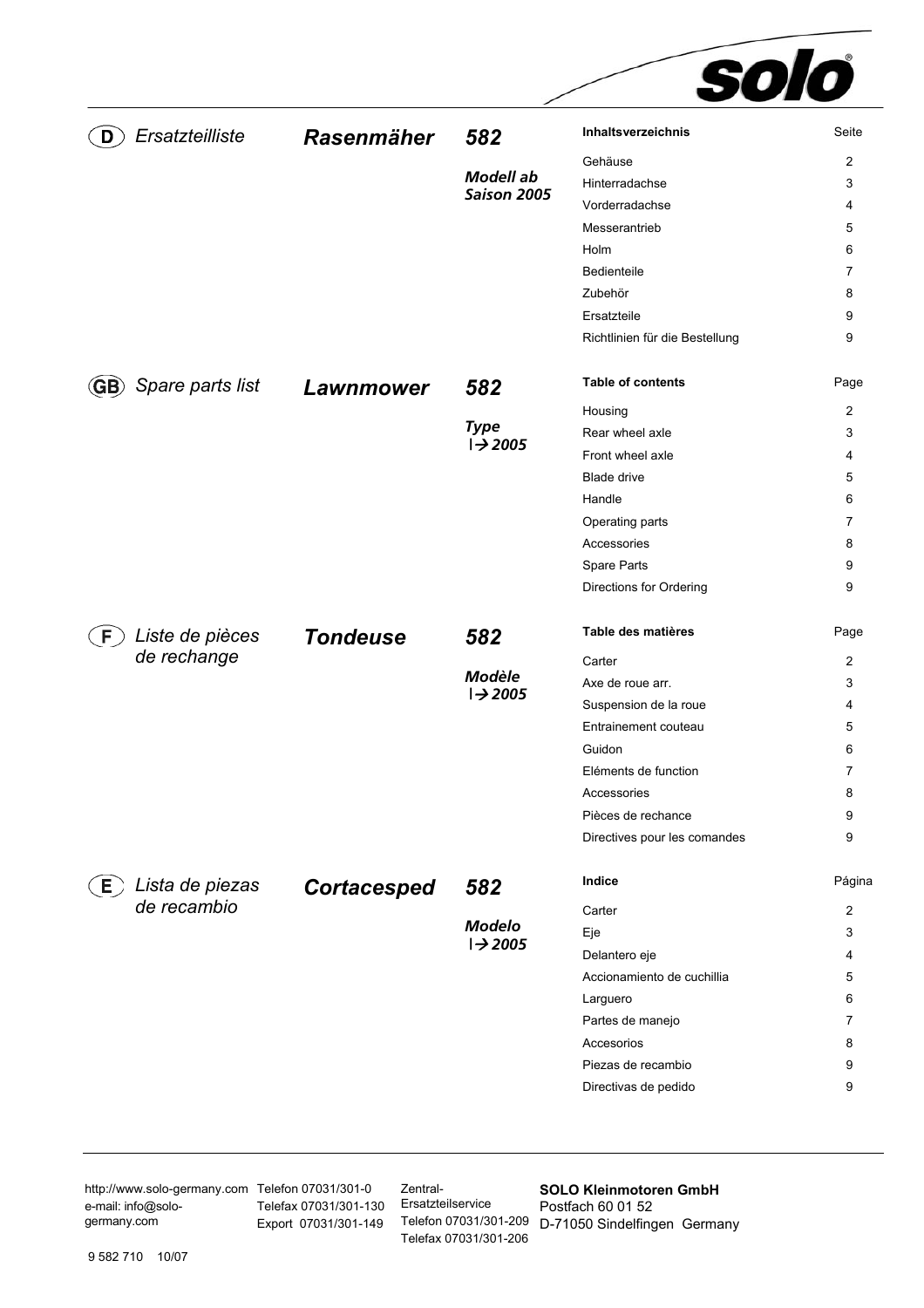solo®

## (D) Ersatzteilliste — Rasenmäher 582

*Modell ab Saison 2005*

| Inhaltsverzeichnis | Seite |
|---|---|
| Gehäuse | 2 |
| Hinterradachse | 3 |
| Vorderradachse | 4 |
| Messerantrieb | 5 |
| Holm | 6 |
| Bedienteile | 7 |
| Zubehör | 8 |
| Ersatzteile | 9 |
| Richtlinien für die Bestellung | 9 |

## (GB) Spare parts list — Lawnmower 582

*Type |→ 2005*

| Table of contents | Page |
|---|---|
| Housing | 2 |
| Rear wheel axle | 3 |
| Front wheel axle | 4 |
| Blade drive | 5 |
| Handle | 6 |
| Operating parts | 7 |
| Accessories | 8 |
| Spare Parts | 9 |
| Directions for Ordering | 9 |

## (F) Liste de pièces de rechange — Tondeuse 582

*Modèle |→ 2005*

| Table des matières | Page |
|---|---|
| Carter | 2 |
| Axe de roue arr. | 3 |
| Suspension de la roue | 4 |
| Entrainement couteau | 5 |
| Guidon | 6 |
| Eléments de function | 7 |
| Accessories | 8 |
| Pièces de rechance | 9 |
| Directives pour les comandes | 9 |

## (E) Lista de piezas de recambio — Cortacesped 582

*Modelo |→ 2005*

| Indice | Página |
|---|---|
| Carter | 2 |
| Eje | 3 |
| Delantero eje | 4 |
| Accionamiento de cuchillia | 5 |
| Larguero | 6 |
| Partes de manejo | 7 |
| Accesorios | 8 |
| Piezas de recambio | 9 |
| Directivas de pedido | 9 |

---

http://www.solo-germany.com
e-mail: info@solo-germany.com

Telefon 07031/301-0
Telefax 07031/301-130
Export 07031/301-149

Zentral-Ersatzteilservice
Telefon 07031/301-209
Telefax 07031/301-206

**SOLO Kleinmotoren GmbH**
Postfach 60 01 52
D-71050 Sindelfingen Germany

9 582 710 10/07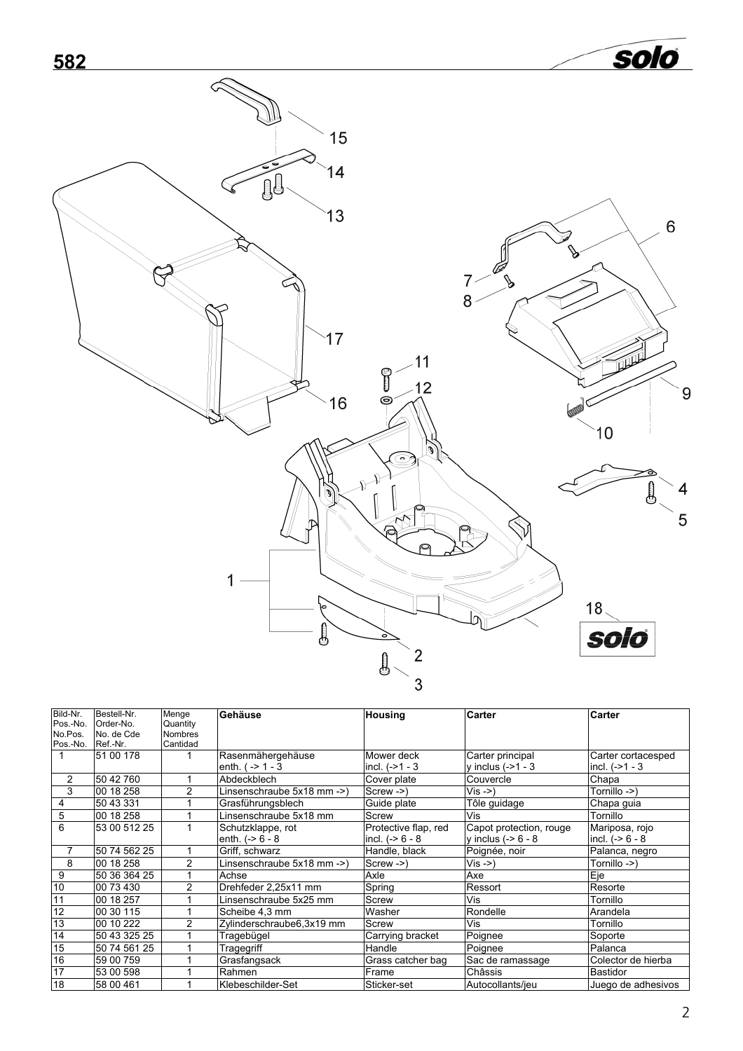# 582

| Bild-Nr. Pos.-No. No.Pos. Pos.-No. | Bestell-Nr. Order-No. No. de Cde Ref.-Nr. | Menge Quantity Nombres Cantidad | Gehäuse | Housing | Carter | Carter |
|---|---|---|---|---|---|---|
| 1 | 51 00 178 | 1 | Rasenmähergehäuse enth. ( -> 1 - 3 | Mower deck incl. (->1 - 3 | Carter principal y inclus (->1 - 3 | Carter cortacesped incl. (->1 - 3 |
| 2 | 50 42 760 | 1 | Abdeckblech | Cover plate | Couvercle | Chapa |
| 3 | 00 18 258 | 2 | Linsenschraube 5x18 mm ->) | Screw ->) | Vis ->) | Tornillo ->) |
| 4 | 50 43 331 | 1 | Grasführungsblech | Guide plate | Tôle guidage | Chapa guia |
| 5 | 00 18 258 | 1 | Linsenschraube 5x18 mm | Screw | Vis | Tornillo |
| 6 | 53 00 512 25 | 1 | Schutzklappe, rot enth. (-> 6 - 8 | Protective flap, red incl. (-> 6 - 8 | Capot protection, rouge y inclus (-> 6 - 8 | Mariposa, rojo incl. (-> 6 - 8 |
| 7 | 50 74 562 25 | 1 | Griff, schwarz | Handle, black | Poignée, noir | Palanca, negro |
| 8 | 00 18 258 | 2 | Linsenschraube 5x18 mm ->) | Screw ->) | Vis ->) | Tornillo ->) |
| 9 | 50 36 364 25 | 1 | Achse | Axle | Axe | Eje |
| 10 | 00 73 430 | 2 | Drehfeder 2,25x11 mm | Spring | Ressort | Resorte |
| 11 | 00 18 257 | 1 | Linsenschraube 5x25 mm | Screw | Vis | Tornillo |
| 12 | 00 30 115 | 1 | Scheibe 4,3 mm | Washer | Rondelle | Arandela |
| 13 | 00 10 222 | 2 | Zylinderschraube6,3x19 mm | Screw | Vis | Tornillo |
| 14 | 50 43 325 25 | 1 | Tragebügel | Carrying bracket | Poignee | Soporte |
| 15 | 50 74 561 25 | 1 | Tragegriff | Handle | Poignee | Palanca |
| 16 | 59 00 759 | 1 | Grasfangsack | Grass catcher bag | Sac de ramassage | Colector de hierba |
| 17 | 53 00 598 | 1 | Rahmen | Frame | Châssis | Bastidor |
| 18 | 58 00 461 | 1 | Klebeschilder-Set | Sticker-set | Autocollants/jeu | Juego de adhesivos |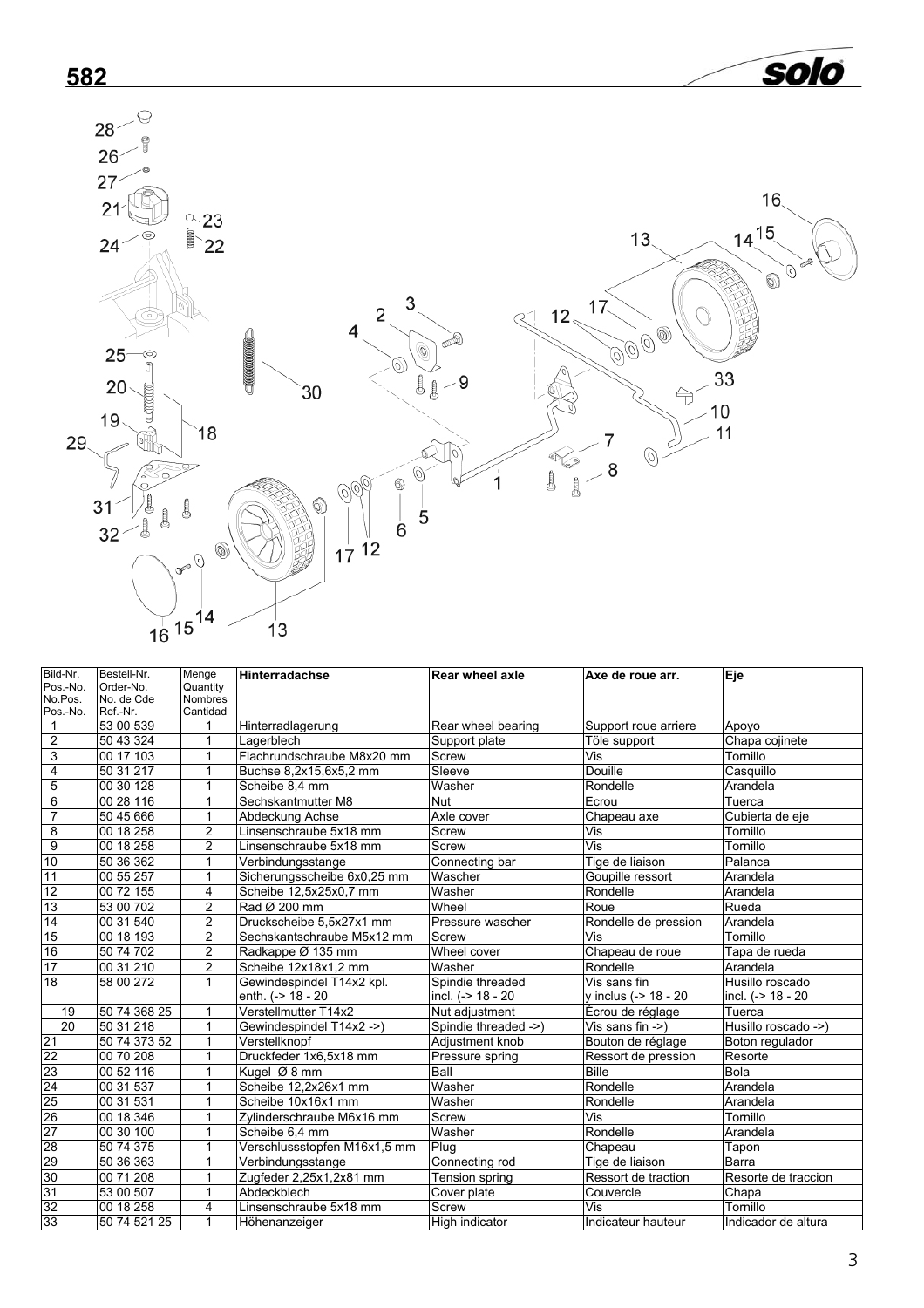## 582

| Bild-Nr. Pos.-No. No.Pos. Pos.-No. | Bestell-Nr. Order-No. No. de Cde Ref.-Nr. | Menge Quantity Nombres Cantidad | Hinterradachse | Rear wheel axle | Axe de roue arr. | Eje |
|---|---|---|---|---|---|---|
| 1 | 53 00 539 | 1 | Hinterradlagerung | Rear wheel bearing | Support roue arriere | Apoyo |
| 2 | 50 43 324 | 1 | Lagerblech | Support plate | Töle support | Chapa cojinete |
| 3 | 00 17 103 | 1 | Flachrundschraube M8x20 mm | Screw | Vis | Tornillo |
| 4 | 50 31 217 | 1 | Buchse 8,2x15,6x5,2 mm | Sleeve | Douille | Casquillo |
| 5 | 00 30 128 | 1 | Scheibe 8,4 mm | Washer | Rondelle | Arandela |
| 6 | 00 28 116 | 1 | Sechskantmutter M8 | Nut | Ecrou | Tuerca |
| 7 | 50 45 666 | 1 | Abdeckung Achse | Axle cover | Chapeau axe | Cubierta de eje |
| 8 | 00 18 258 | 2 | Linsenschraube 5x18 mm | Screw | Vis | Tornillo |
| 9 | 00 18 258 | 2 | Linsenschraube 5x18 mm | Screw | Vis | Tornillo |
| 10 | 50 36 362 | 1 | Verbindungsstange | Connecting bar | Tige de liaison | Palanca |
| 11 | 00 55 257 | 1 | Sicherungsscheibe 6x0,25 mm | Wascher | Goupille ressort | Arandela |
| 12 | 00 72 155 | 4 | Scheibe 12,5x25x0,7 mm | Washer | Rondelle | Arandela |
| 13 | 53 00 702 | 2 | Rad Ø 200 mm | Wheel | Roue | Rueda |
| 14 | 00 31 540 | 2 | Druckscheibe 5,5x27x1 mm | Pressure wascher | Rondelle de pression | Arandela |
| 15 | 00 18 193 | 2 | Sechskantschraube M5x12 mm | Screw | Vis | Tornillo |
| 16 | 50 74 702 | 2 | Radkappe Ø 135 mm | Wheel cover | Chapeau de roue | Tapa de rueda |
| 17 | 00 31 210 | 2 | Scheibe 12x18x1,2 mm | Washer | Rondelle | Arandela |
| 18 | 58 00 272 | 1 | Gewindespindel T14x2 kpl. enth. (-> 18 - 20 | Spindie threaded incl. (-> 18 - 20 | Vis sans fin y inclus (-> 18 - 20 | Husillo roscado incl. (-> 18 - 20 |
| 19 | 50 74 368 25 | 1 | Verstellmutter T14x2 | Nut adjustment | Écrou de réglage | Tuerca |
| 20 | 50 31 218 | 1 | Gewindespindel T14x2 ->) | Spindie threaded ->) | Vis sans fin ->) | Husillo roscado ->) |
| 21 | 50 74 373 52 | 1 | Verstellknopf | Adjustment knob | Bouton de réglage | Boton regulador |
| 22 | 00 70 208 | 1 | Druckfeder 1x6,5x18 mm | Pressure spring | Ressort de pression | Resorte |
| 23 | 00 52 116 | 1 | Kugel Ø 8 mm | Ball | Bille | Bola |
| 24 | 00 31 537 | 1 | Scheibe 12,2x26x1 mm | Washer | Rondelle | Arandela |
| 25 | 00 31 531 | 1 | Scheibe 10x16x1 mm | Washer | Rondelle | Arandela |
| 26 | 00 18 346 | 1 | Zylinderschraube M6x16 mm | Screw | Vis | Tornillo |
| 27 | 00 30 100 | 1 | Scheibe 6,4 mm | Washer | Rondelle | Arandela |
| 28 | 50 74 375 | 1 | Verschlussstopfen M16x1,5 mm | Plug | Chapeau | Tapon |
| 29 | 50 36 363 | 1 | Verbindungsstange | Connecting rod | Tige de liaison | Barra |
| 30 | 00 71 208 | 1 | Zugfeder 2,25x1,2x81 mm | Tension spring | Ressort de traction | Resorte de traccion |
| 31 | 53 00 507 | 1 | Abdeckblech | Cover plate | Couvercle | Chapa |
| 32 | 00 18 258 | 4 | Linsenschraube 5x18 mm | Screw | Vis | Tornillo |
| 33 | 50 74 521 25 | 1 | Höhenanzeiger | High indicator | Indicateur hauteur | Indicador de altura |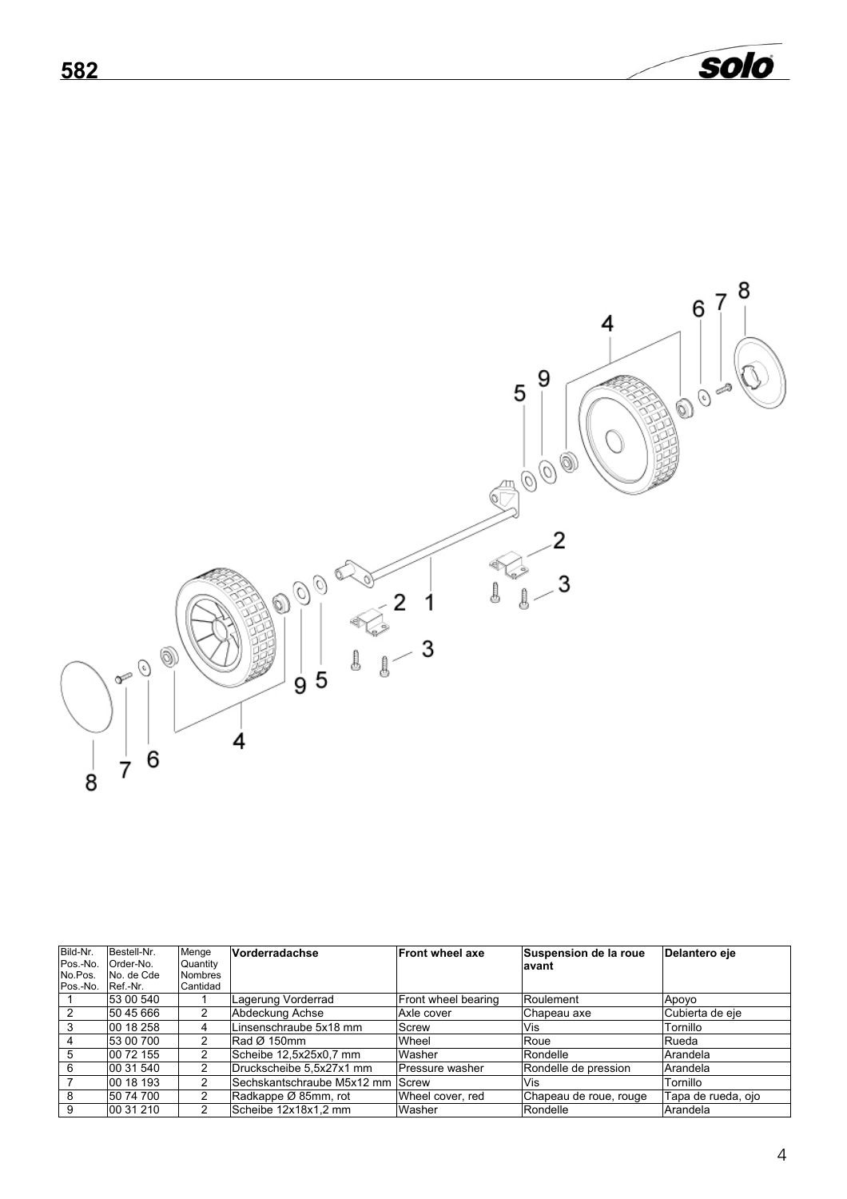| Bild-Nr. Pos.-No. No.Pos. Pos.-No. | Bestell-Nr. Order-No. No. de Cde Ref.-Nr. | Menge Quantity Nombres Cantidad | **Vorderradachse** | **Front wheel axe** | **Suspension de la roue avant** | **Delantero eje** |
|---|---|---|---|---|---|---|
| 1 | 53 00 540 | 1 | Lagerung Vorderrad | Front wheel bearing | Roulement | Apoyo |
| 2 | 50 45 666 | 2 | Abdeckung Achse | Axle cover | Chapeau axe | Cubierta de eje |
| 3 | 00 18 258 | 4 | Linsenschraube 5x18 mm | Screw | Vis | Tornillo |
| 4 | 53 00 700 | 2 | Rad Ø 150mm | Wheel | Roue | Rueda |
| 5 | 00 72 155 | 2 | Scheibe 12,5x25x0,7 mm | Washer | Rondelle | Arandela |
| 6 | 00 31 540 | 2 | Druckscheibe 5,5x27x1 mm | Pressure washer | Rondelle de pression | Arandela |
| 7 | 00 18 193 | 2 | Sechskantschraube M5x12 mm | Screw | Vis | Tornillo |
| 8 | 50 74 700 | 2 | Radkappe Ø 85mm, rot | Wheel cover, red | Chapeau de roue, rouge | Tapa de rueda, ojo |
| 9 | 00 31 210 | 2 | Scheibe 12x18x1,2 mm | Washer | Rondelle | Arandela |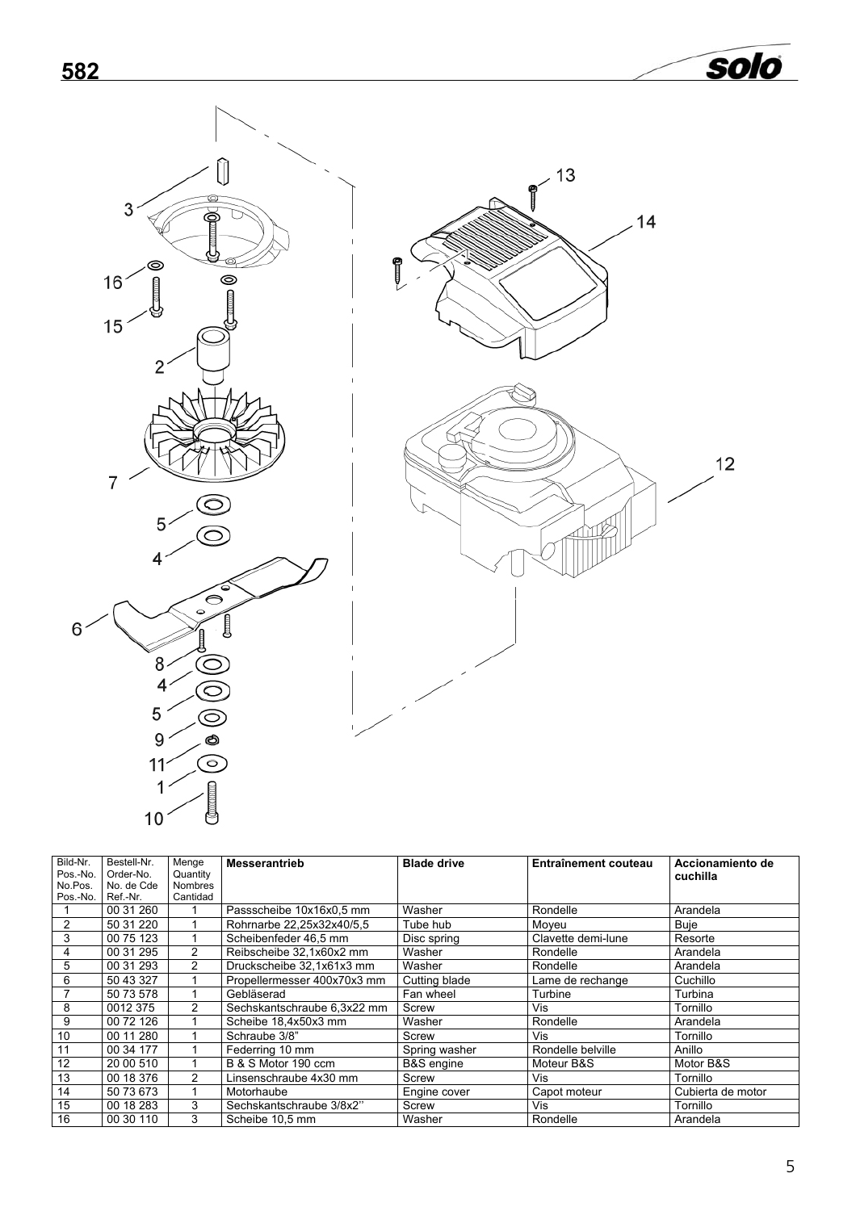## 582

| Bild-Nr. Pos.-No. No.Pos. Pos.-No. | Bestell-Nr. Order-No. No. de Cde Ref.-Nr. | Menge Quantity Nombres Cantidad | **Messerantrieb** | **Blade drive** | **Entraînement couteau** | **Accionamiento de cuchilla** |
|---|---|---|---|---|---|---|
| 1 | 00 31 260 | 1 | Passscheibe 10x16x0,5 mm | Washer | Rondelle | Arandela |
| 2 | 50 31 220 | 1 | Rohrnarbe 22,25x32x40/5,5 | Tube hub | Moyeu | Buje |
| 3 | 00 75 123 | 1 | Scheibenfeder 46,5 mm | Disc spring | Clavette demi-lune | Resorte |
| 4 | 00 31 295 | 2 | Reibscheibe 32,1x60x2 mm | Washer | Rondelle | Arandela |
| 5 | 00 31 293 | 2 | Druckscheibe 32,1x61x3 mm | Washer | Rondelle | Arandela |
| 6 | 50 43 327 | 1 | Propellermesser 400x70x3 mm | Cutting blade | Lame de rechange | Cuchillo |
| 7 | 50 73 578 | 1 | Gebläserad | Fan wheel | Turbine | Turbina |
| 8 | 0012 375 | 2 | Sechskantschraube 6,3x22 mm | Screw | Vis | Tornillo |
| 9 | 00 72 126 | 1 | Scheibe 18,4x50x3 mm | Washer | Rondelle | Arandela |
| 10 | 00 11 280 | 1 | Schraube 3/8" | Screw | Vis | Tornillo |
| 11 | 00 34 177 | 1 | Federring 10 mm | Spring washer | Rondelle belville | Anillo |
| 12 | 20 00 510 | 1 | B & S Motor 190 ccm | B&S engine | Moteur B&S | Motor B&S |
| 13 | 00 18 376 | 2 | Linsenschraube 4x30 mm | Screw | Vis | Tornillo |
| 14 | 50 73 673 | 1 | Motorhaube | Engine cover | Capot moteur | Cubierta de motor |
| 15 | 00 18 283 | 3 | Sechskantschraube 3/8x2'' | Screw | Vis | Tornillo |
| 16 | 00 30 110 | 3 | Scheibe 10,5 mm | Washer | Rondelle | Arandela |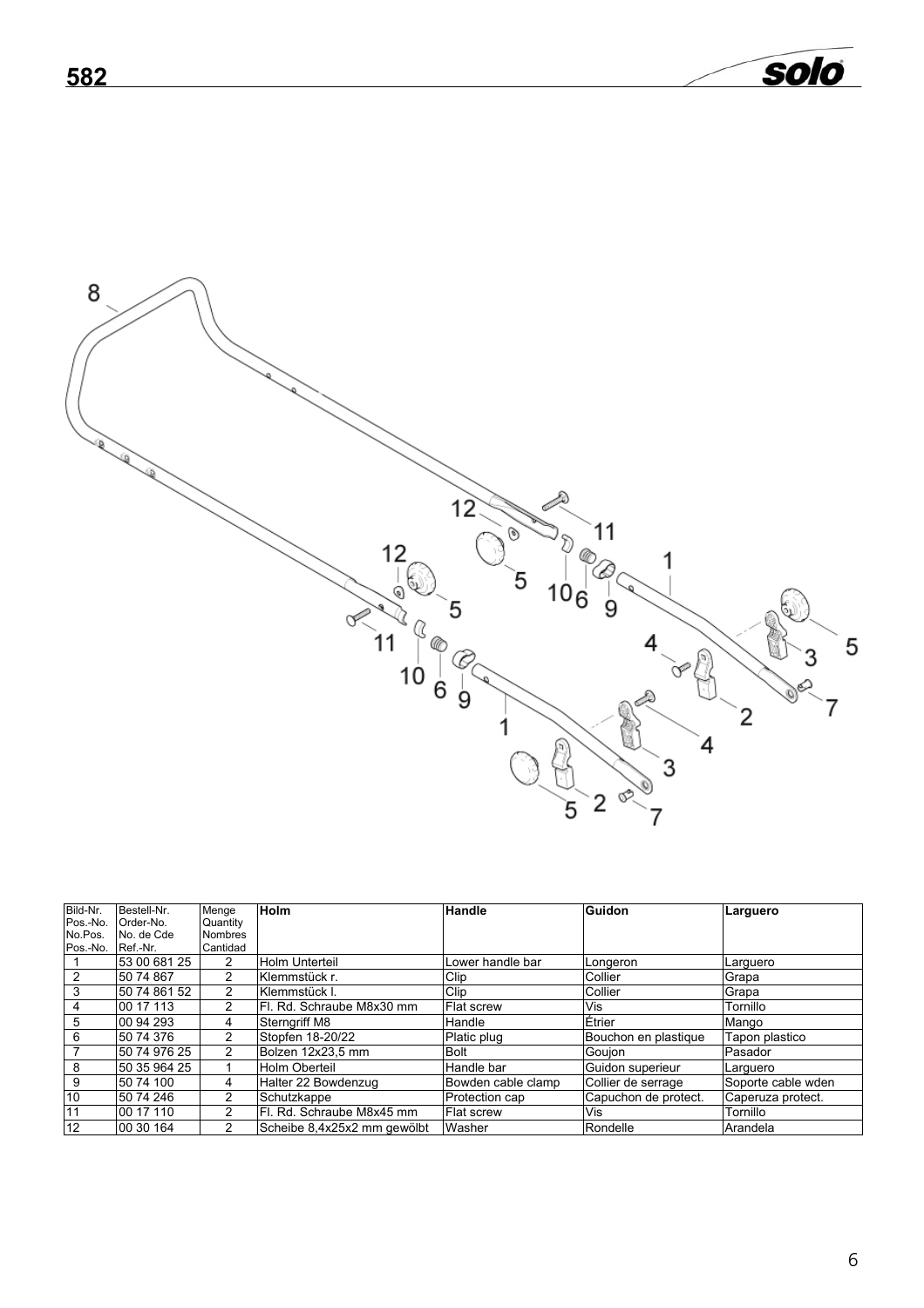# 582

| Bild-Nr.<br>Pos.-No.<br>No.Pos.<br>Pos.-No. | Bestell-Nr.<br>Order-No.<br>No. de Cde<br>Ref.-Nr. | Menge<br>Quantity<br>Nombres<br>Cantidad | Holm | Handle | Guidon | Larguero |
|---|---|---|---|---|---|---|
| 1 | 53 00 681 25 | 2 | Holm Unterteil | Lower handle bar | Longeron | Larguero |
| 2 | 50 74 867 | 2 | Klemmstück r. | Clip | Collier | Grapa |
| 3 | 50 74 861 52 | 2 | Klemmstück l. | Clip | Collier | Grapa |
| 4 | 00 17 113 | 2 | Fl. Rd. Schraube M8x30 mm | Flat screw | Vis | Tornillo |
| 5 | 00 94 293 | 4 | Sterngriff M8 | Handle | Étrier | Mango |
| 6 | 50 74 376 | 2 | Stopfen 18-20/22 | Platic plug | Bouchon en plastique | Tapon plastico |
| 7 | 50 74 976 25 | 2 | Bolzen 12x23,5 mm | Bolt | Goujon | Pasador |
| 8 | 50 35 964 25 | 1 | Holm Oberteil | Handle bar | Guidon superieur | Larguero |
| 9 | 50 74 100 | 4 | Halter 22 Bowdenzug | Bowden cable clamp | Collier de serrage | Soporte cable wden |
| 10 | 50 74 246 | 2 | Schutzkappe | Protection cap | Capuchon de protect. | Caperuza protect. |
| 11 | 00 17 110 | 2 | Fl. Rd. Schraube M8x45 mm | Flat screw | Vis | Tornillo |
| 12 | 00 30 164 | 2 | Scheibe 8,4x25x2 mm gewölbt | Washer | Rondelle | Arandela |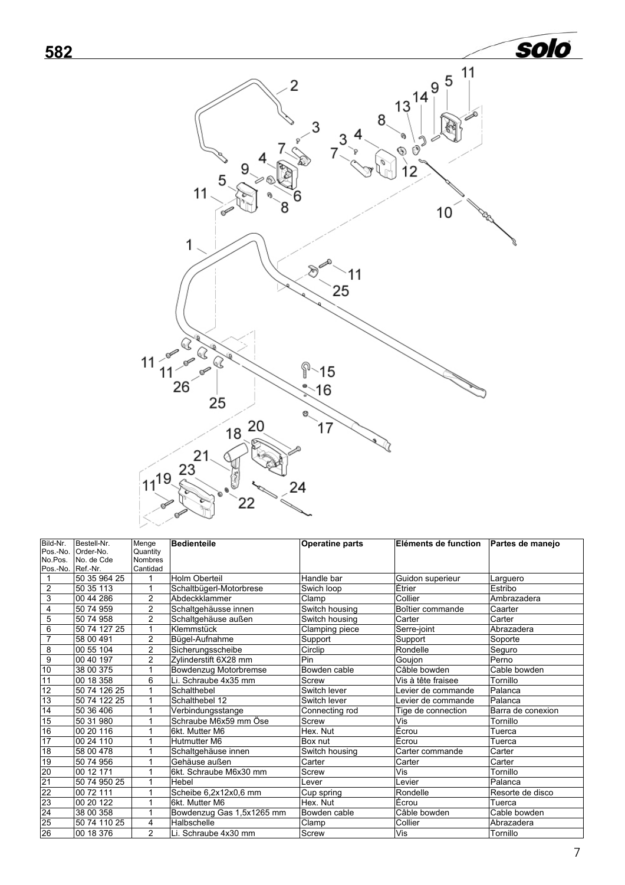# 582

| Bild-Nr. Pos.-No. No.Pos. Pos.-No. | Bestell-Nr. Order-No. No. de Cde Ref.-Nr. | Menge Quantity Nombres Cantidad | Bedienteile | Operatine parts | Eléments de function | Partes de manejo |
|---|---|---|---|---|---|---|
| 1 | 50 35 964 25 | 1 | Holm Oberteil | Handle bar | Guidon superieur | Larguero |
| 2 | 50 35 113 | 1 | Schaltbügerl-Motorbrese | Swich loop | Étrier | Estribo |
| 3 | 00 44 286 | 2 | Abdeckklammer | Clamp | Collier | Ambrazadera |
| 4 | 50 74 959 | 2 | Schaltgehäusse innen | Switch housing | Boîtier commande | Caarter |
| 5 | 50 74 958 | 2 | Schaltgehäuse außen | Switch housing | Carter | Carter |
| 6 | 50 74 127 25 | 1 | Klemmstück | Clamping piece | Serre-joint | Abrazadera |
| 7 | 58 00 491 | 2 | Bügel-Aufnahme | Support | Support | Soporte |
| 8 | 00 55 104 | 2 | Sicherungsscheibe | Circlip | Rondelle | Seguro |
| 9 | 00 40 197 | 2 | Zylinderstift 6X28 mm | Pin | Goujon | Perno |
| 10 | 38 00 375 | 1 | Bowdenzug Motorbremse | Bowden cable | Câble bowden | Cable bowden |
| 11 | 00 18 358 | 6 | Li. Schraube 4x35 mm | Screw | Vis à tête fraisee | Tornillo |
| 12 | 50 74 126 25 | 1 | Schalthebel | Switch lever | Levier de commande | Palanca |
| 13 | 50 74 122 25 | 1 | Schalthebel 12 | Switch lever | Levier de commande | Palanca |
| 14 | 50 36 406 | 1 | Verbindungsstange | Connecting rod | Tige de connection | Barra de conexion |
| 15 | 50 31 980 | 1 | Schraube M6x59 mm Öse | Screw | Vis | Tornillo |
| 16 | 00 20 116 | 1 | 6kt. Mutter M6 | Hex. Nut | Écrou | Tuerca |
| 17 | 00 24 110 | 1 | Hutmutter M6 | Box nut | Écrou | Tuerca |
| 18 | 58 00 478 | 1 | Schaltgehäuse innen | Switch housing | Carter commande | Carter |
| 19 | 50 74 956 | 1 | Gehäuse außen | Carter | Carter | Carter |
| 20 | 00 12 171 | 1 | 6kt. Schraube M6x30 mm | Screw | Vis | Tornillo |
| 21 | 50 74 950 25 | 1 | Hebel | Lever | Levier | Palanca |
| 22 | 00 72 111 | 1 | Scheibe 6,2x12x0,6 mm | Cup spring | Rondelle | Resorte de disco |
| 23 | 00 20 122 | 1 | 6kt. Mutter M6 | Hex. Nut | Écrou | Tuerca |
| 24 | 38 00 358 | 1 | Bowdenzug Gas 1,5x1265 mm | Bowden cable | Câble bowden | Cable bowden |
| 25 | 50 74 110 25 | 4 | Halbschelle | Clamp | Collier | Abrazadera |
| 26 | 00 18 376 | 2 | Li. Schraube 4x30 mm | Screw | Vis | Tornillo |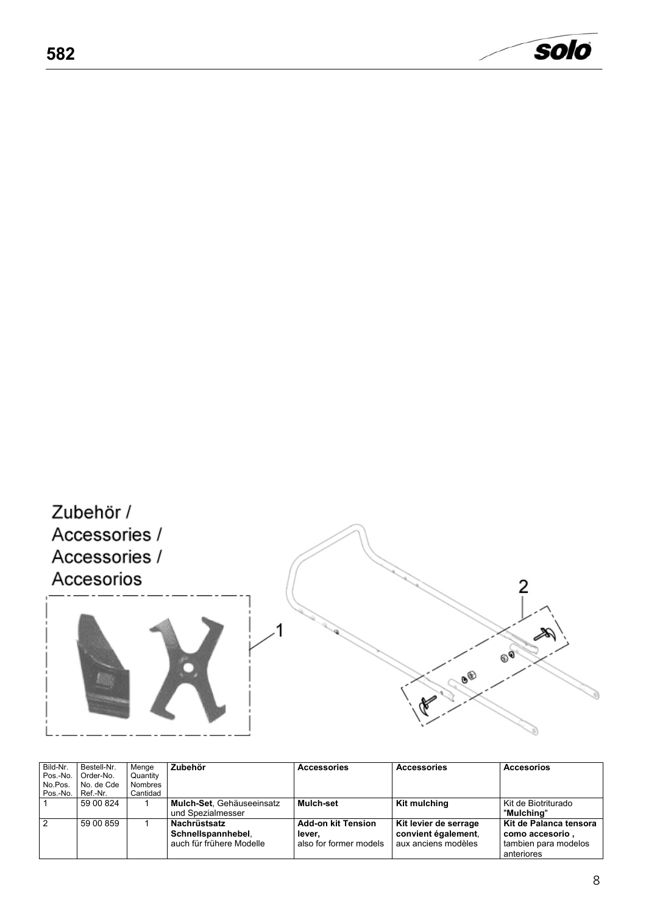## Zubehör / Accessories / Accessories / Accesorios

| Bild-Nr. Pos.-No. No.Pos. Pos.-No. | Bestell-Nr. Order-No. No. de Cde Ref.-Nr. | Menge Quantity Nombres Cantidad | Zubehör | Accessories | Accessories | Accesorios |
|---|---|---|---|---|---|---|
| 1 | 59 00 824 | 1 | **Mulch-Set**, Gehäuseeinsatz und Spezialmesser | **Mulch-set** | **Kit mulching** | Kit de Biotriturado "**Mulching**" |
| 2 | 59 00 859 | 1 | **Nachrüstsatz Schnellspannhebel**, auch für frühere Modelle | **Add-on kit Tension lever**, also for former models | **Kit levier de serrage convient également**, aux anciens modèles | **Kit de Palanca tensora como accesorio ,** tambien para modelos anteriores |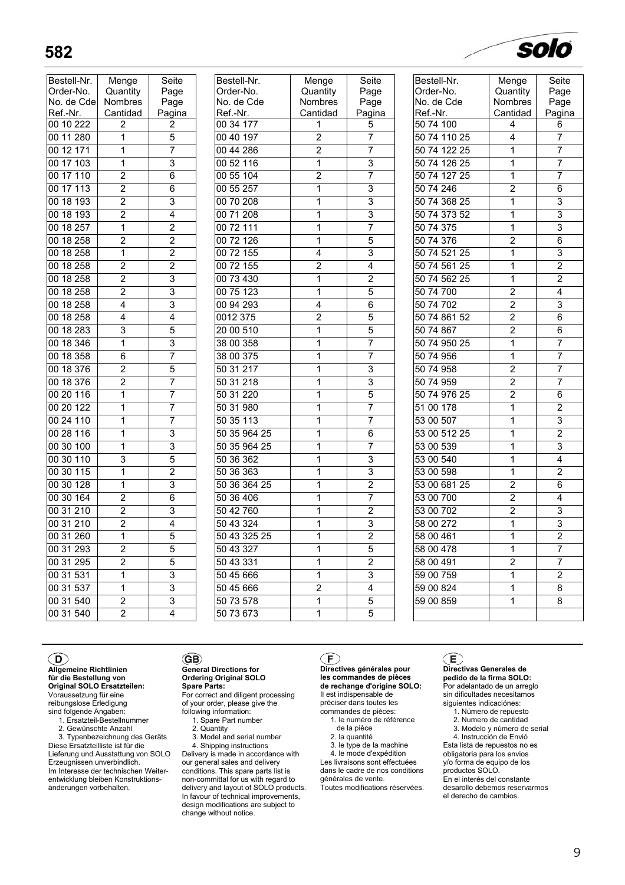# 582

| Bestell-Nr. Order-No. No. de Cde Ref.-Nr. | Menge Quantity Nombres Cantidad | Seite Page Page Pagina |
|---|---|---|
| 00 10 222 | 2 | 2 |
| 00 11 280 | 1 | 5 |
| 00 12 171 | 1 | 7 |
| 00 17 103 | 1 | 3 |
| 00 17 110 | 2 | 6 |
| 00 17 113 | 2 | 6 |
| 00 18 193 | 2 | 3 |
| 00 18 193 | 2 | 4 |
| 00 18 257 | 1 | 2 |
| 00 18 258 | 2 | 2 |
| 00 18 258 | 1 | 2 |
| 00 18 258 | 2 | 2 |
| 00 18 258 | 2 | 3 |
| 00 18 258 | 2 | 3 |
| 00 18 258 | 4 | 3 |
| 00 18 258 | 4 | 4 |
| 00 18 283 | 3 | 5 |
| 00 18 346 | 1 | 3 |
| 00 18 358 | 6 | 7 |
| 00 18 376 | 2 | 5 |
| 00 18 376 | 2 | 7 |
| 00 20 116 | 1 | 7 |
| 00 20 122 | 1 | 7 |
| 00 24 110 | 1 | 7 |
| 00 28 116 | 1 | 3 |
| 00 30 100 | 1 | 3 |
| 00 30 110 | 3 | 5 |
| 00 30 115 | 1 | 2 |
| 00 30 128 | 1 | 3 |
| 00 30 164 | 2 | 6 |
| 00 31 210 | 2 | 3 |
| 00 31 210 | 2 | 4 |
| 00 31 260 | 1 | 5 |
| 00 31 293 | 2 | 5 |
| 00 31 295 | 2 | 5 |
| 00 31 531 | 1 | 3 |
| 00 31 537 | 1 | 3 |
| 00 31 540 | 2 | 3 |
| 00 31 540 | 2 | 4 |
| 00 34 177 | 1 | 5 |
| 00 40 197 | 2 | 7 |
| 00 44 286 | 2 | 7 |
| 00 52 116 | 1 | 3 |
| 00 55 104 | 2 | 7 |
| 00 55 257 | 1 | 3 |
| 00 70 208 | 1 | 3 |
| 00 71 208 | 1 | 3 |
| 00 72 111 | 1 | 7 |
| 00 72 126 | 1 | 5 |
| 00 72 155 | 4 | 3 |
| 00 72 155 | 2 | 4 |
| 00 73 430 | 1 | 2 |
| 00 75 123 | 1 | 5 |
| 00 94 293 | 4 | 6 |
| 0012 375 | 2 | 5 |
| 20 00 510 | 1 | 5 |
| 38 00 358 | 1 | 7 |
| 38 00 375 | 1 | 7 |
| 50 31 217 | 1 | 3 |
| 50 31 218 | 1 | 3 |
| 50 31 220 | 1 | 5 |
| 50 31 980 | 1 | 7 |
| 50 35 113 | 1 | 7 |
| 50 35 964 25 | 1 | 6 |
| 50 35 964 25 | 1 | 7 |
| 50 36 362 | 1 | 3 |
| 50 36 363 | 1 | 3 |
| 50 36 364 25 | 1 | 2 |
| 50 36 406 | 1 | 7 |
| 50 42 760 | 1 | 2 |
| 50 43 324 | 1 | 3 |
| 50 43 325 25 | 1 | 2 |
| 50 43 327 | 1 | 5 |
| 50 43 331 | 1 | 2 |
| 50 45 666 | 1 | 3 |
| 50 45 666 | 2 | 4 |
| 50 73 578 | 1 | 5 |
| 50 73 673 | 1 | 5 |
| 50 74 100 | 4 | 6 |
| 50 74 110 25 | 4 | 7 |
| 50 74 122 25 | 1 | 7 |
| 50 74 126 25 | 1 | 7 |
| 50 74 127 25 | 1 | 7 |
| 50 74 246 | 2 | 6 |
| 50 74 368 25 | 1 | 3 |
| 50 74 373 52 | 1 | 3 |
| 50 74 375 | 1 | 3 |
| 50 74 376 | 2 | 6 |
| 50 74 521 25 | 1 | 3 |
| 50 74 561 25 | 1 | 2 |
| 50 74 562 25 | 1 | 2 |
| 50 74 700 | 2 | 4 |
| 50 74 702 | 2 | 3 |
| 50 74 861 52 | 2 | 6 |
| 50 74 867 | 2 | 6 |
| 50 74 950 25 | 1 | 7 |
| 50 74 956 | 1 | 7 |
| 50 74 958 | 2 | 7 |
| 50 74 959 | 2 | 7 |
| 50 74 976 25 | 2 | 6 |
| 51 00 178 | 1 | 2 |
| 53 00 507 | 1 | 3 |
| 53 00 512 25 | 1 | 2 |
| 53 00 539 | 1 | 3 |
| 53 00 540 | 1 | 4 |
| 53 00 598 | 1 | 2 |
| 53 00 681 25 | 2 | 6 |
| 53 00 700 | 2 | 4 |
| 53 00 702 | 2 | 3 |
| 58 00 272 | 1 | 3 |
| 58 00 461 | 1 | 2 |
| 58 00 478 | 1 | 7 |
| 58 00 491 | 2 | 7 |
| 59 00 759 | 1 | 2 |
| 59 00 824 | 1 | 8 |
| 59 00 859 | 1 | 8 |

**(D)**

**Allgemeine Richtlinien für die Bestellung von Original SOLO Ersatzteilen:**
Voraussetzung für eine reibungslose Erledigung sind folgende Angaben:
1. Ersatzteil-Bestellnummer
2. Gewünschte Anzahl
3. Typenbezeichnung des Geräts

Diese Ersatzteilliste ist für die Lieferung und Ausstattung von SOLO Erzeugnissen unverbindlich.
Im Interesse der technischen Weiterentwicklung bleiben Konstruktionsänderungen vorbehalten.

**(GB)**

**General Directions for Ordering Original SOLO Spare Parts:**
For correct and diligent processing of your order, please give the following information:
1. Spare Part number
2. Quantity
3. Model and serial number
4. Shipping instructions

Delivery is made in accordance with our general sales and delivery conditions. This spare parts list is non-committal for us with regard to delivery and layout of SOLO products. In favour of technical improvements, design modifications are subject to change without notice.

**(F)**

**Directives générales pour les commandes de pièces de rechange d'origine SOLO:**
Il est indispensable de préciser dans toutes les commandes de pièces:
1. le numéro de référence de la pièce
2. la quantité
3. le type de la machine
4. le mode d'expédition

Les livraisons sont effectuées dans le cadre de nos conditions générales de vente.
Toutes modifications réservées.

**(E)**

**Directivas Generales de pedido de la firma SOLO:**
Por adelantado de un arreglo sin dificultades necesitamos siguientes indicaciónes:
1. Número de repuesto
2. Numero de cantidad
3. Modelo y número de serial
4. Instrucción de Envió

Esta lista de repuestos no es obligatoria para los envios y/o forma de equipo de los productos SOLO.
En el interés del constante desarollo debemos reservarmos el derecho de cambios.